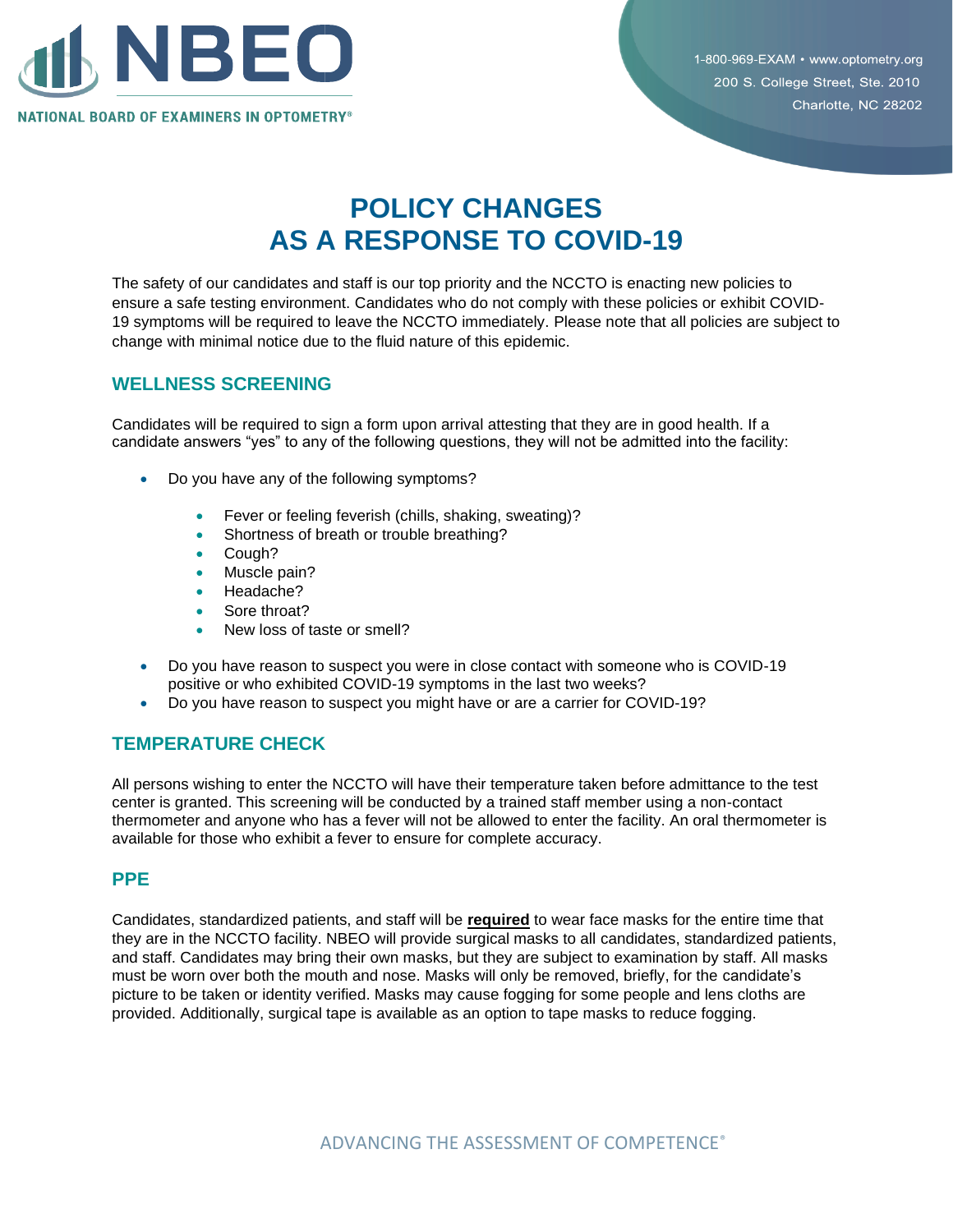# POLICY CHANGES AS A RESPONSE TO COVID-19

The safety of our candidates and staff is our top priority and the NCCTO is enacting new policies to ensure a safe testing environment. Candidates who do not comply with these policies or exhibit COVID-19 symptoms will be required to leave the NCCTO immediately. Please note that all policies are subject to change with minimal notice due to the fluid nature of this epidemic.

## WELLNESS SCREENING

Candidates will be required to sign a form upon arrival attesting that they are in good health. If a candidate answers "yes" to any of the following questions, they will not be admitted into the facility:

- Do you have any of the following symptoms?
    - Fever or feeling feverish (chills, shaking, sweating)?
    - Shortness of breath or trouble breathing?
    - Cough?
    - Muscle pain?
    - Headache?
    - Sore throat?
    - New loss of taste or smell?
- Do you have reason to suspect you were in close contact with someone who is COVID-19 positive or who exhibited COVID-19 symptoms in the last two weeks?
- Do you have reason to suspect you might have or are a carrier for COVID-19?

## TEMPERATURE CHECK

All persons wishing to enter the NCCTO will have their temperature taken before admittance to the test center is granted. This screening will be conducted by a trained staff member using a non-contact thermometer and anyone who has a fever will not be allowed to enter the facility. An oral thermometer is available for those who exhibit a fever to ensure for complete accuracy.

## PPE

Candidates, standardized patients, and staff will be **required** to wear face masks for the entire time that they are in the NCCTO facility. NBEO will provide surgical masks to all candidates, standardized patients, and staff. Candidates may bring their own masks, but they are subject to examination by staff. All masks must be worn over both the mouth and nose. Masks will only be removed, briefly, for the candidate's picture to be taken or identity verified. Masks may cause fogging for some people and lens cloths are provided. Additionally, surgical tape is available as an option to tape masks to reduce fogging.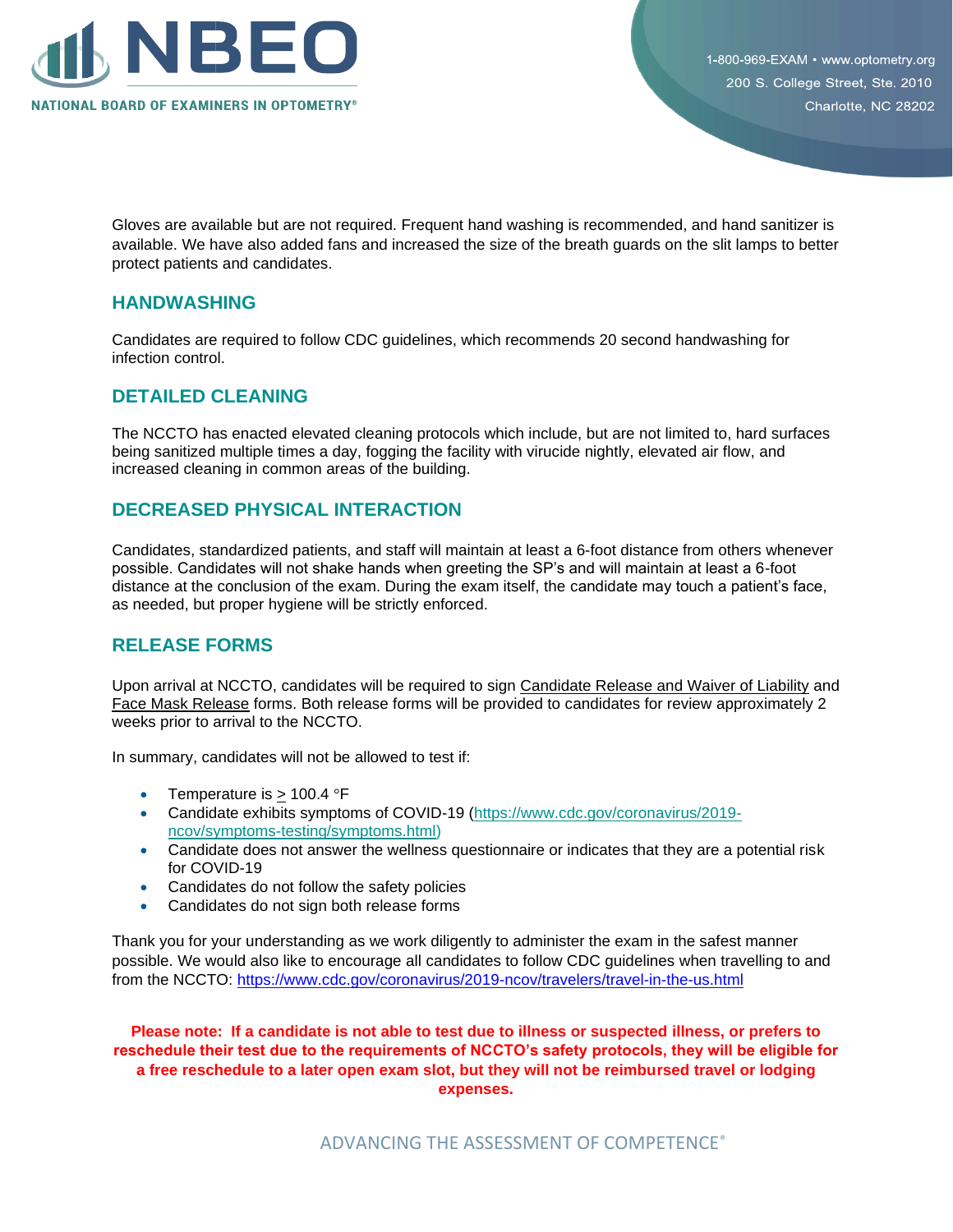Gloves are available but are not required. Frequent hand washing is recommended, and hand sanitizer is available. We have also added fans and increased the size of the breath guards on the slit lamps to better protect patients and candidates.

## HANDWASHING

Candidates are required to follow CDC guidelines, which recommends 20 second handwashing for infection control.

## DETAILED CLEANING

The NCCTO has enacted elevated cleaning protocols which include, but are not limited to, hard surfaces being sanitized multiple times a day, fogging the facility with virucide nightly, elevated air flow, and increased cleaning in common areas of the building.

## DECREASED PHYSICAL INTERACTION

Candidates, standardized patients, and staff will maintain at least a 6-foot distance from others whenever possible. Candidates will not shake hands when greeting the SP's and will maintain at least a 6-foot distance at the conclusion of the exam. During the exam itself, the candidate may touch a patient's face, as needed, but proper hygiene will be strictly enforced.

## RELEASE FORMS

Upon arrival at NCCTO, candidates will be required to sign Candidate Release and Waiver of Liability and Face Mask Release forms. Both release forms will be provided to candidates for review approximately 2 weeks prior to arrival to the NCCTO.

In summary, candidates will not be allowed to test if:

- Temperature is ≥ 100.4 °F
- Candidate exhibits symptoms of COVID-19 (https://www.cdc.gov/coronavirus/2019-ncov/symptoms-testing/symptoms.html)
- Candidate does not answer the wellness questionnaire or indicates that they are a potential risk for COVID-19
- Candidates do not follow the safety policies
- Candidates do not sign both release forms

Thank you for your understanding as we work diligently to administer the exam in the safest manner possible. We would also like to encourage all candidates to follow CDC guidelines when travelling to and from the NCCTO: https://www.cdc.gov/coronavirus/2019-ncov/travelers/travel-in-the-us.html

**Please note: If a candidate is not able to test due to illness or suspected illness, or prefers to reschedule their test due to the requirements of NCCTO's safety protocols, they will be eligible for a free reschedule to a later open exam slot, but they will not be reimbursed travel or lodging expenses.**